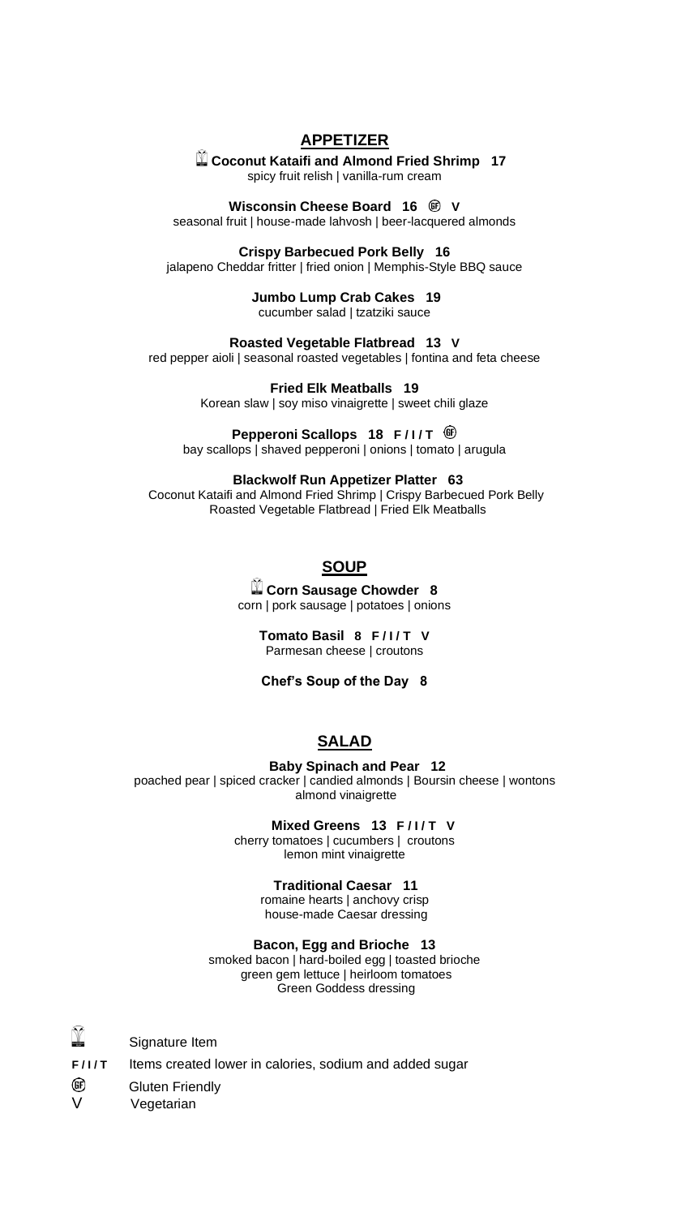## APPETIZER

**🏆 Coconut Kataifi and Almond Fried Shrimp 17**
spicy fruit relish | vanilla-rum cream

**Wisconsin Cheese Board 16 GF V**
seasonal fruit | house-made lahvosh | beer-lacquered almonds

**Crispy Barbecued Pork Belly 16**
jalapeno Cheddar fritter | fried onion | Memphis-Style BBQ sauce

**Jumbo Lump Crab Cakes 19**
cucumber salad | tzatziki sauce

**Roasted Vegetable Flatbread 13 V**
red pepper aioli | seasonal roasted vegetables | fontina and feta cheese

**Fried Elk Meatballs 19**
Korean slaw | soy miso vinaigrette | sweet chili glaze

**Pepperoni Scallops 18 F / I / T GF**
bay scallops | shaved pepperoni | onions | tomato | arugula

**Blackwolf Run Appetizer Platter 63**
Coconut Kataifi and Almond Fried Shrimp | Crispy Barbecued Pork Belly
Roasted Vegetable Flatbread | Fried Elk Meatballs

## SOUP

**🏆 Corn Sausage Chowder 8**
corn | pork sausage | potatoes | onions

**Tomato Basil 8 F / I / T V**
Parmesan cheese | croutons

**Chef's Soup of the Day 8**

## SALAD

**Baby Spinach and Pear 12**
poached pear | spiced cracker | candied almonds | Boursin cheese | wontons
almond vinaigrette

**Mixed Greens 13 F / I / T V**
cherry tomatoes | cucumbers | croutons
lemon mint vinaigrette

**Traditional Caesar 11**
romaine hearts | anchovy crisp
house-made Caesar dressing

**Bacon, Egg and Brioche 13**
smoked bacon | hard-boiled egg | toasted brioche
green gem lettuce | heirloom tomatoes
Green Goddess dressing

🏆 Signature Item
**F / I / T** Items created lower in calories, sodium and added sugar
GF Gluten Friendly
V Vegetarian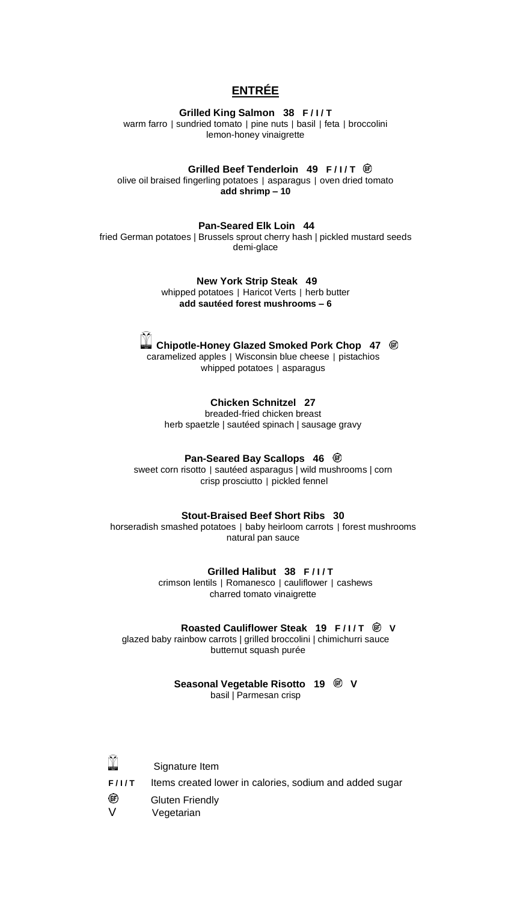## ENTRÉE

**Grilled King Salmon 38 F / I / T**
warm farro | sundried tomato | pine nuts | basil | feta | broccolini
lemon-honey vinaigrette

**Grilled Beef Tenderloin 49 F / I / T** (GF)
olive oil braised fingerling potatoes | asparagus | oven dried tomato
**add shrimp – 10**

**Pan-Seared Elk Loin 44**
fried German potatoes | Brussels sprout cherry hash | pickled mustard seeds
demi-glace

**New York Strip Steak 49**
whipped potatoes | Haricot Verts | herb butter
**add sautéed forest mushrooms – 6**

**Chipotle-Honey Glazed Smoked Pork Chop 47** (GF)
caramelized apples | Wisconsin blue cheese | pistachios
whipped potatoes | asparagus

**Chicken Schnitzel 27**
breaded-fried chicken breast
herb spaetzle | sautéed spinach | sausage gravy

**Pan-Seared Bay Scallops 46** (GF)
sweet corn risotto | sautéed asparagus | wild mushrooms | corn
crisp prosciutto | pickled fennel

**Stout-Braised Beef Short Ribs 30**
horseradish smashed potatoes | baby heirloom carrots | forest mushrooms
natural pan sauce

**Grilled Halibut 38 F / I / T**
crimson lentils | Romanesco | cauliflower | cashews
charred tomato vinaigrette

**Roasted Cauliflower Steak 19 F / I / T** (GF) **V**
glazed baby rainbow carrots | grilled broccolini | chimichurri sauce
butternut squash purée

**Seasonal Vegetable Risotto 19** (GF) **V**
basil | Parmesan crisp

Signature Item

**F / I / T** Items created lower in calories, sodium and added sugar

(GF) Gluten Friendly

V Vegetarian